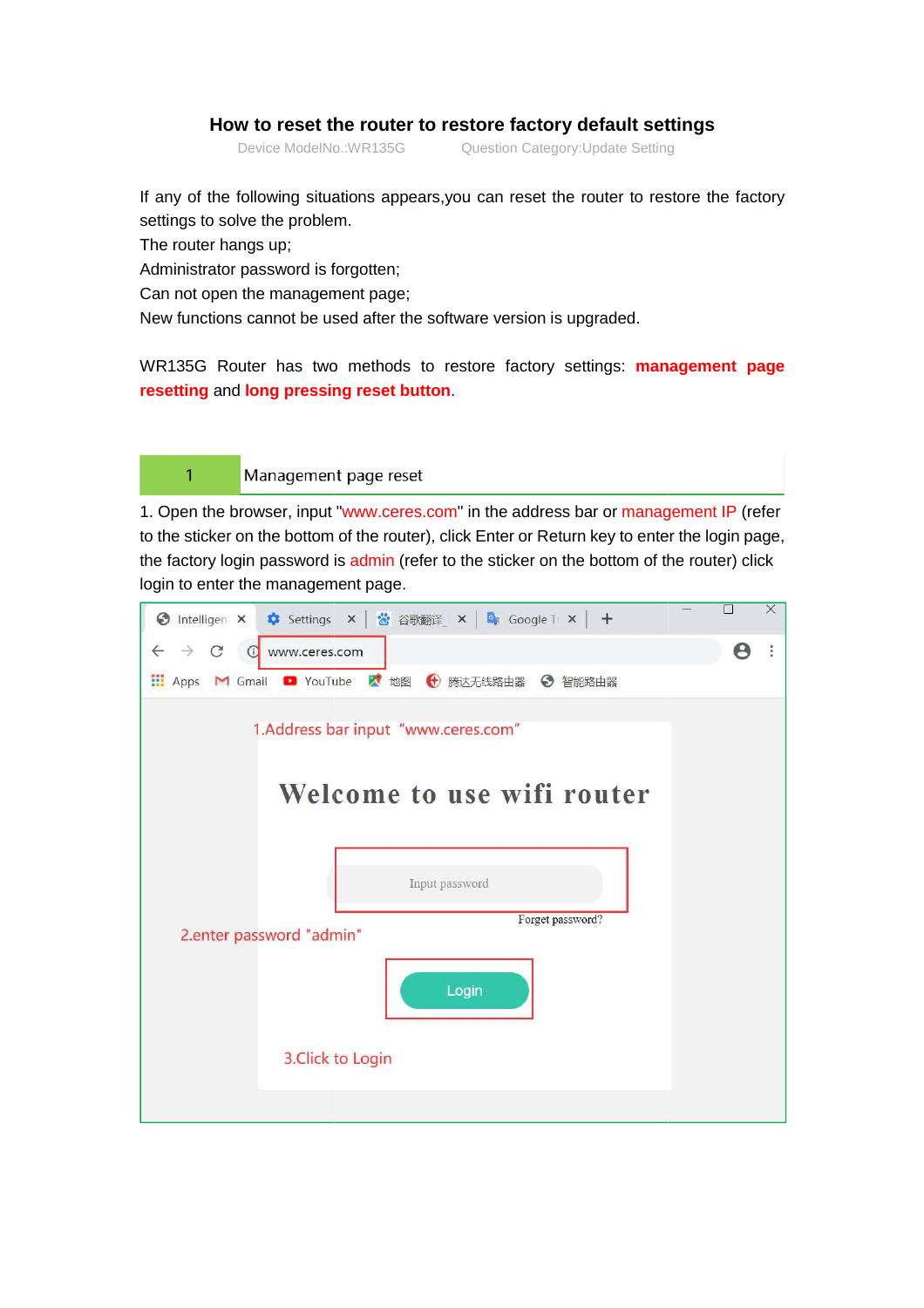# How to reset the router to restore factory default settings

Device ModelNo.:WR135G Question Category:Update Setting

If any of the following situations appears,you can reset the router to restore the factory settings to solve the problem.

The router hangs up;

Administrator password is forgotten;

Can not open the management page;

New functions cannot be used after the software version is upgraded.

WR135G Router has two methods to restore factory settings: **management page resetting** and **long pressing reset button**.

## 1 Management page reset

1. Open the browser, input "www.ceres.com" in the address bar or management IP (refer to the sticker on the bottom of the router), click Enter or Return key to enter the login page, the factory login password is admin (refer to the sticker on the bottom of the router) click login to enter the management page.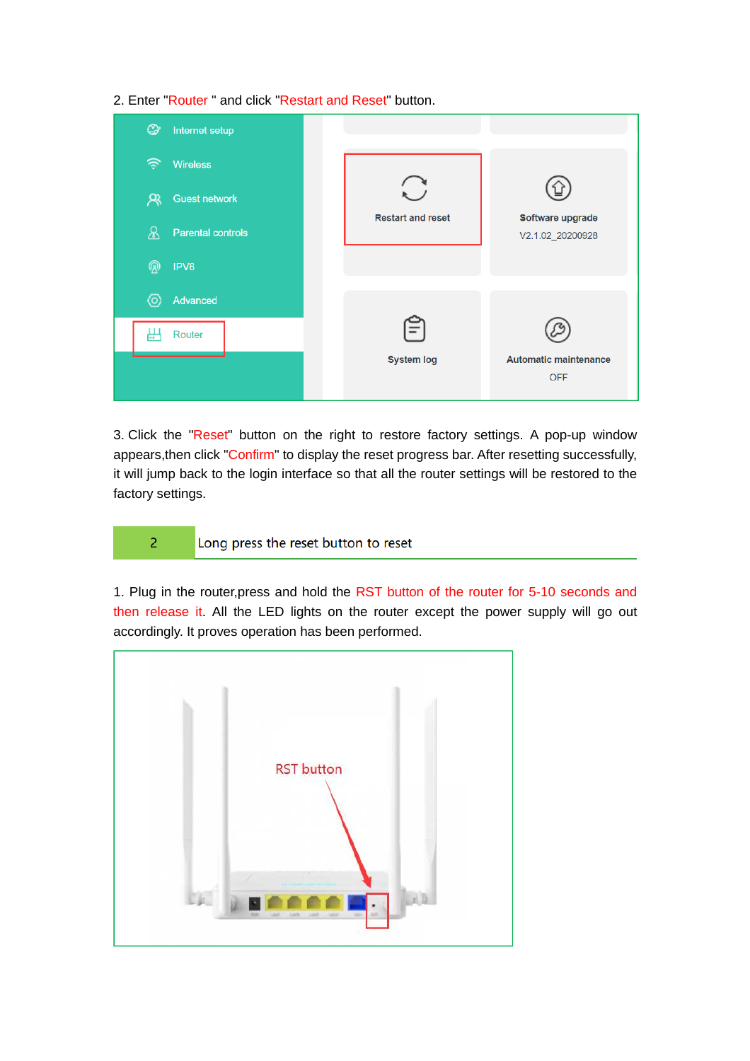2. Enter "Router " and click "Restart and Reset" button.

3. Click the "Reset" button on the right to restore factory settings. A pop-up window appears,then click "Confirm" to display the reset progress bar. After resetting successfully, it will jump back to the login interface so that all the router settings will be restored to the factory settings.

## 2 Long press the reset button to reset

1. Plug in the router,press and hold the RST button of the router for 5-10 seconds and then release it. All the LED lights on the router except the power supply will go out accordingly. It proves operation has been performed.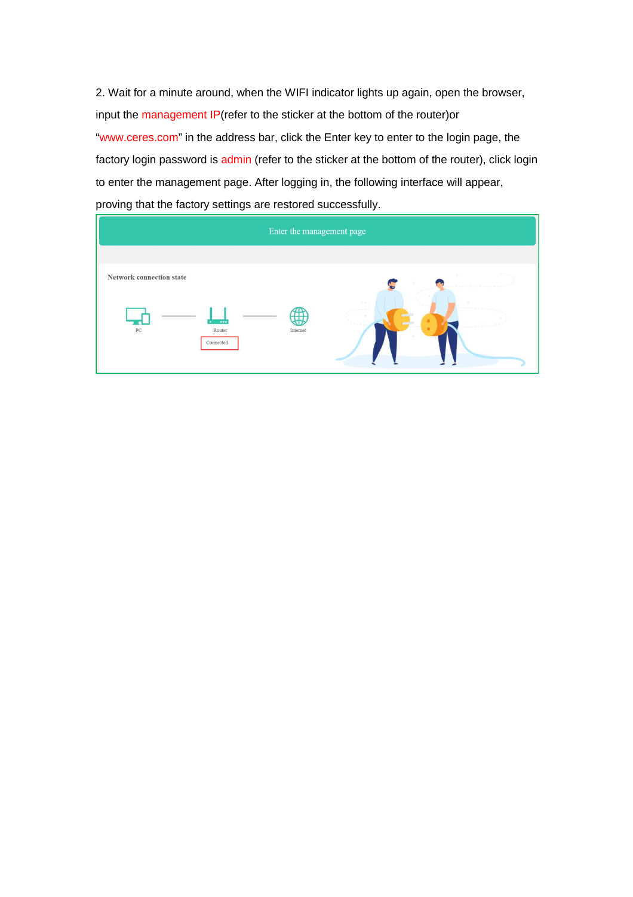2. Wait for a minute around, when the WIFI indicator lights up again, open the browser, input the management IP(refer to the sticker at the bottom of the router)or "www.ceres.com" in the address bar, click the Enter key to enter to the login page, the factory login password is admin (refer to the sticker at the bottom of the router), click login to enter the management page. After logging in, the following interface will appear, proving that the factory settings are restored successfully.

Enter the management page

Network connection state

PC

Router

Connected

Internet